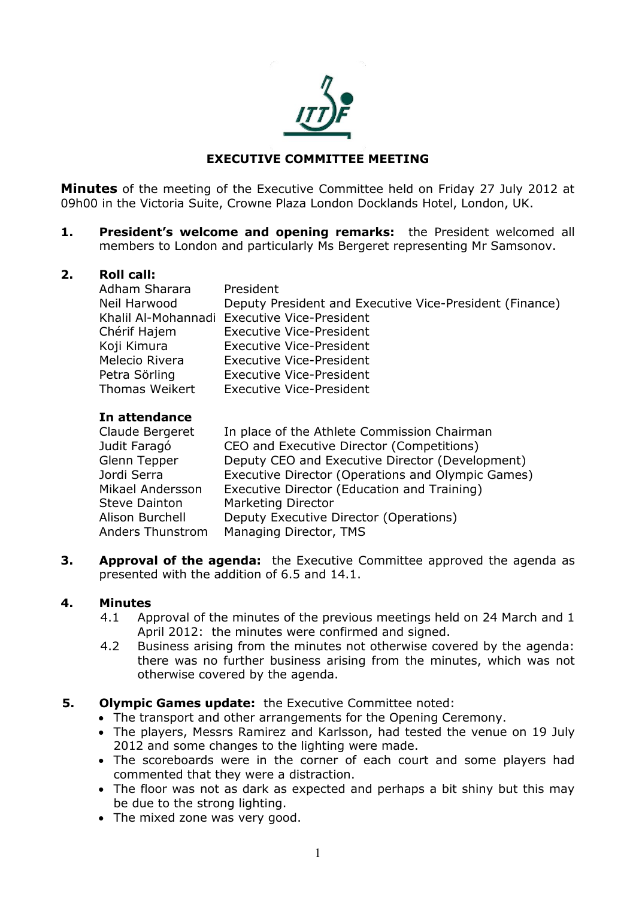# EXECUTIVE COMMITTEE MEETING

**Minutes** of the meeting of the Executive Committee held on Friday 27 July 2012 at 09h00 in the Victoria Suite, Crowne Plaza London Docklands Hotel, London, UK.

**1. President's welcome and opening remarks:** the President welcomed all members to London and particularly Ms Bergeret representing Mr Samsonov.

**2. Roll call:**

| | |
|---|---|
| Adham Sharara | President |
| Neil Harwood | Deputy President and Executive Vice-President (Finance) |
| Khalil Al-Mohannadi | Executive Vice-President |
| Chérif Hajem | Executive Vice-President |
| Koji Kimura | Executive Vice-President |
| Melecio Rivera | Executive Vice-President |
| Petra Sörling | Executive Vice-President |
| Thomas Weikert | Executive Vice-President |

**In attendance**

| | |
|---|---|
| Claude Bergeret | In place of the Athlete Commission Chairman |
| Judit Faragó | CEO and Executive Director (Competitions) |
| Glenn Tepper | Deputy CEO and Executive Director (Development) |
| Jordi Serra | Executive Director (Operations and Olympic Games) |
| Mikael Andersson | Executive Director (Education and Training) |
| Steve Dainton | Marketing Director |
| Alison Burchell | Deputy Executive Director (Operations) |
| Anders Thunstrom | Managing Director, TMS |

**3. Approval of the agenda:** the Executive Committee approved the agenda as presented with the addition of 6.5 and 14.1.

**4. Minutes**

4.1 Approval of the minutes of the previous meetings held on 24 March and 1 April 2012: the minutes were confirmed and signed.

4.2 Business arising from the minutes not otherwise covered by the agenda: there was no further business arising from the minutes, which was not otherwise covered by the agenda.

**5. Olympic Games update:** the Executive Committee noted:

- The transport and other arrangements for the Opening Ceremony.
- The players, Messrs Ramirez and Karlsson, had tested the venue on 19 July 2012 and some changes to the lighting were made.
- The scoreboards were in the corner of each court and some players had commented that they were a distraction.
- The floor was not as dark as expected and perhaps a bit shiny but this may be due to the strong lighting.
- The mixed zone was very good.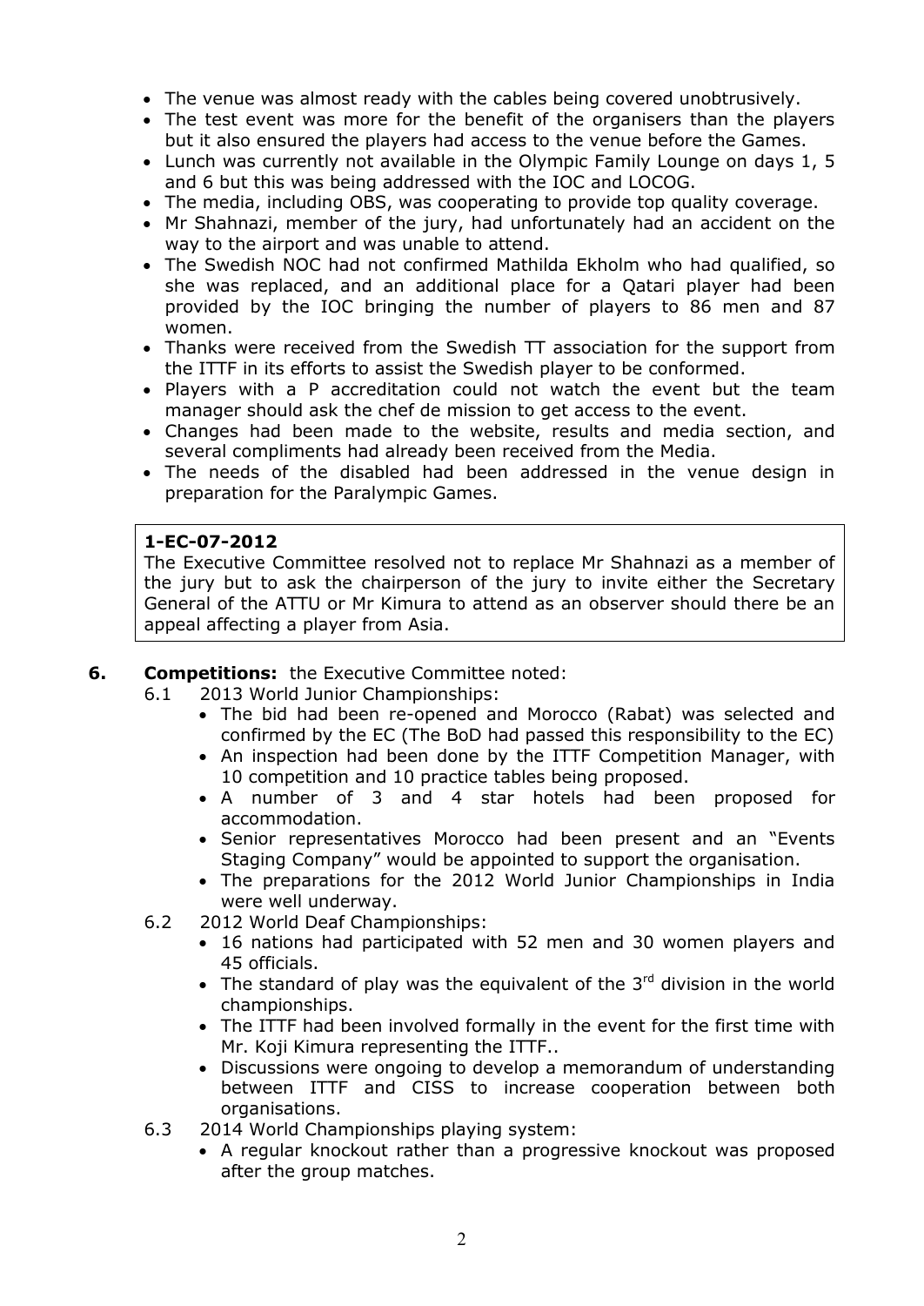- The venue was almost ready with the cables being covered unobtrusively.
- The test event was more for the benefit of the organisers than the players but it also ensured the players had access to the venue before the Games.
- Lunch was currently not available in the Olympic Family Lounge on days 1, 5 and 6 but this was being addressed with the IOC and LOCOG.
- The media, including OBS, was cooperating to provide top quality coverage.
- Mr Shahnazi, member of the jury, had unfortunately had an accident on the way to the airport and was unable to attend.
- The Swedish NOC had not confirmed Mathilda Ekholm who had qualified, so she was replaced, and an additional place for a Qatari player had been provided by the IOC bringing the number of players to 86 men and 87 women.
- Thanks were received from the Swedish TT association for the support from the ITTF in its efforts to assist the Swedish player to be conformed.
- Players with a P accreditation could not watch the event but the team manager should ask the chef de mission to get access to the event.
- Changes had been made to the website, results and media section, and several compliments had already been received from the Media.
- The needs of the disabled had been addressed in the venue design in preparation for the Paralympic Games.

> **1-EC-07-2012**
> The Executive Committee resolved not to replace Mr Shahnazi as a member of the jury but to ask the chairperson of the jury to invite either the Secretary General of the ATTU or Mr Kimura to attend as an observer should there be an appeal affecting a player from Asia.

**6. Competitions:** the Executive Committee noted:

6.1 2013 World Junior Championships:

- The bid had been re-opened and Morocco (Rabat) was selected and confirmed by the EC (The BoD had passed this responsibility to the EC)
- An inspection had been done by the ITTF Competition Manager, with 10 competition and 10 practice tables being proposed.
- A number of 3 and 4 star hotels had been proposed for accommodation.
- Senior representatives Morocco had been present and an "Events Staging Company" would be appointed to support the organisation.
- The preparations for the 2012 World Junior Championships in India were well underway.

6.2 2012 World Deaf Championships:

- 16 nations had participated with 52 men and 30 women players and 45 officials.
- The standard of play was the equivalent of the 3rd division in the world championships.
- The ITTF had been involved formally in the event for the first time with Mr. Koji Kimura representing the ITTF..
- Discussions were ongoing to develop a memorandum of understanding between ITTF and CISS to increase cooperation between both organisations.

6.3 2014 World Championships playing system:

- A regular knockout rather than a progressive knockout was proposed after the group matches.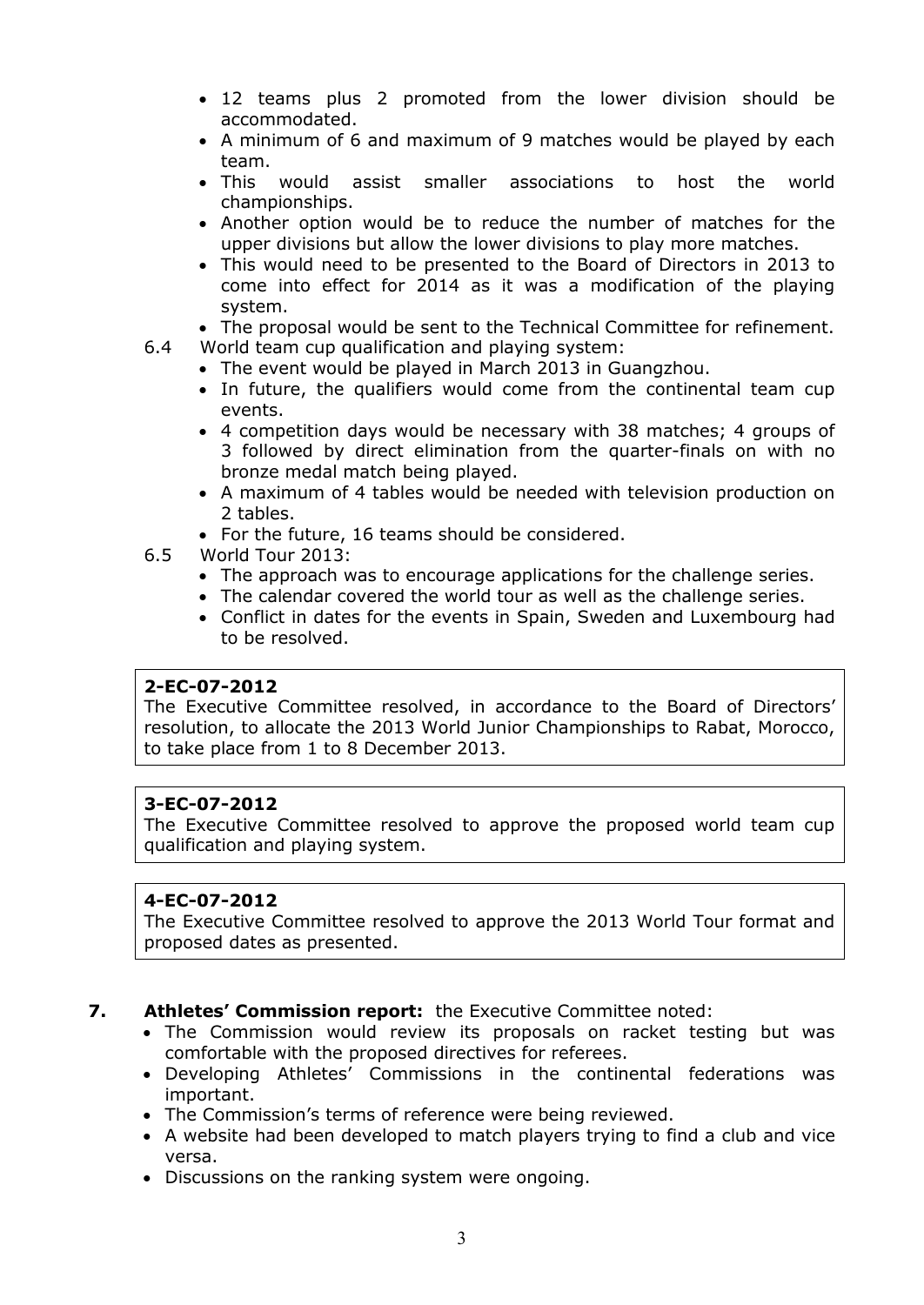- 12 teams plus 2 promoted from the lower division should be accommodated.
- A minimum of 6 and maximum of 9 matches would be played by each team.
- This would assist smaller associations to host the world championships.
- Another option would be to reduce the number of matches for the upper divisions but allow the lower divisions to play more matches.
- This would need to be presented to the Board of Directors in 2013 to come into effect for 2014 as it was a modification of the playing system.
- The proposal would be sent to the Technical Committee for refinement.

6.4 World team cup qualification and playing system:

- The event would be played in March 2013 in Guangzhou.
- In future, the qualifiers would come from the continental team cup events.
- 4 competition days would be necessary with 38 matches; 4 groups of 3 followed by direct elimination from the quarter-finals on with no bronze medal match being played.
- A maximum of 4 tables would be needed with television production on 2 tables.
- For the future, 16 teams should be considered.

6.5 World Tour 2013:

- The approach was to encourage applications for the challenge series.
- The calendar covered the world tour as well as the challenge series.
- Conflict in dates for the events in Spain, Sweden and Luxembourg had to be resolved.

**2-EC-07-2012**
The Executive Committee resolved, in accordance to the Board of Directors' resolution, to allocate the 2013 World Junior Championships to Rabat, Morocco, to take place from 1 to 8 December 2013.

**3-EC-07-2012**
The Executive Committee resolved to approve the proposed world team cup qualification and playing system.

**4-EC-07-2012**
The Executive Committee resolved to approve the 2013 World Tour format and proposed dates as presented.

**7. Athletes' Commission report:** the Executive Committee noted:

- The Commission would review its proposals on racket testing but was comfortable with the proposed directives for referees.
- Developing Athletes' Commissions in the continental federations was important.
- The Commission's terms of reference were being reviewed.
- A website had been developed to match players trying to find a club and vice versa.
- Discussions on the ranking system were ongoing.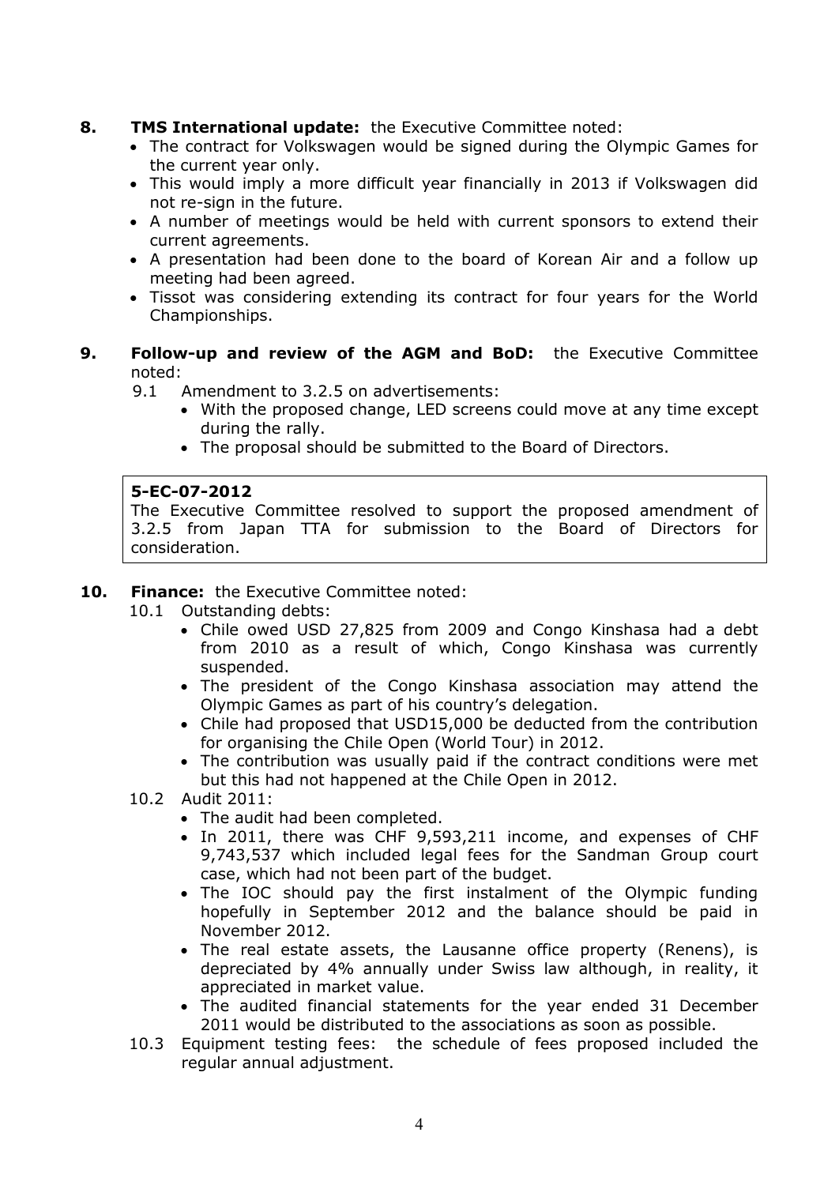**8. TMS International update:** the Executive Committee noted:

- The contract for Volkswagen would be signed during the Olympic Games for the current year only.
- This would imply a more difficult year financially in 2013 if Volkswagen did not re-sign in the future.
- A number of meetings would be held with current sponsors to extend their current agreements.
- A presentation had been done to the board of Korean Air and a follow up meeting had been agreed.
- Tissot was considering extending its contract for four years for the World Championships.

**9. Follow-up and review of the AGM and BoD:** the Executive Committee noted:

9.1 Amendment to 3.2.5 on advertisements:

- With the proposed change, LED screens could move at any time except during the rally.
- The proposal should be submitted to the Board of Directors.

> **5-EC-07-2012**
> The Executive Committee resolved to support the proposed amendment of 3.2.5 from Japan TTA for submission to the Board of Directors for consideration.

**10. Finance:** the Executive Committee noted:

10.1 Outstanding debts:

- Chile owed USD 27,825 from 2009 and Congo Kinshasa had a debt from 2010 as a result of which, Congo Kinshasa was currently suspended.
- The president of the Congo Kinshasa association may attend the Olympic Games as part of his country's delegation.
- Chile had proposed that USD15,000 be deducted from the contribution for organising the Chile Open (World Tour) in 2012.
- The contribution was usually paid if the contract conditions were met but this had not happened at the Chile Open in 2012.

10.2 Audit 2011:

- The audit had been completed.
- In 2011, there was CHF 9,593,211 income, and expenses of CHF 9,743,537 which included legal fees for the Sandman Group court case, which had not been part of the budget.
- The IOC should pay the first instalment of the Olympic funding hopefully in September 2012 and the balance should be paid in November 2012.
- The real estate assets, the Lausanne office property (Renens), is depreciated by 4% annually under Swiss law although, in reality, it appreciated in market value.
- The audited financial statements for the year ended 31 December 2011 would be distributed to the associations as soon as possible.

10.3 Equipment testing fees: the schedule of fees proposed included the regular annual adjustment.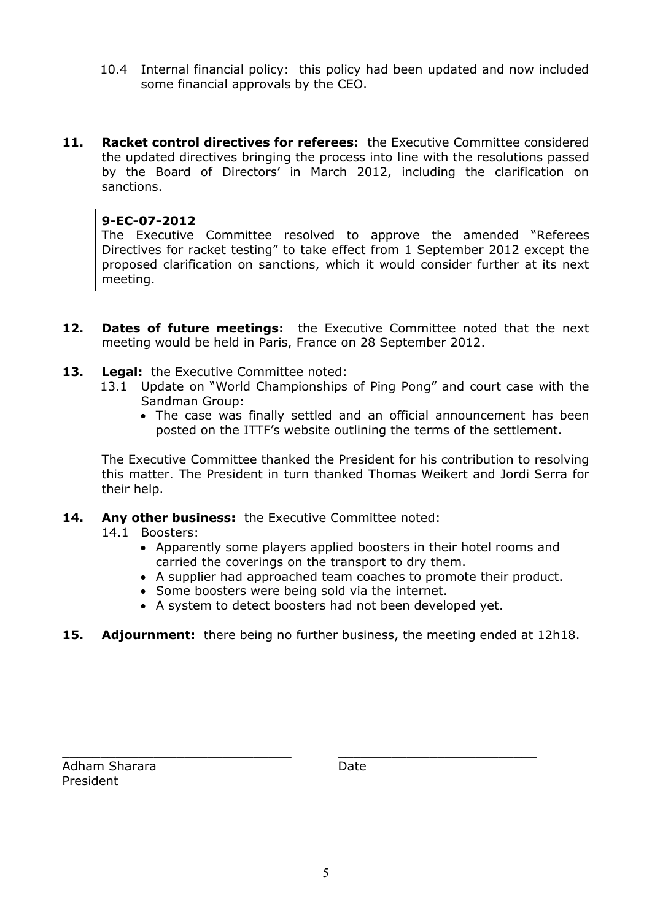10.4 Internal financial policy: this policy had been updated and now included some financial approvals by the CEO.

**11. Racket control directives for referees:** the Executive Committee considered the updated directives bringing the process into line with the resolutions passed by the Board of Directors' in March 2012, including the clarification on sanctions.

> **9-EC-07-2012**
> The Executive Committee resolved to approve the amended "Referees Directives for racket testing" to take effect from 1 September 2012 except the proposed clarification on sanctions, which it would consider further at its next meeting.

**12. Dates of future meetings:** the Executive Committee noted that the next meeting would be held in Paris, France on 28 September 2012.

**13. Legal:** the Executive Committee noted:

13.1 Update on "World Championships of Ping Pong" and court case with the Sandman Group:

- The case was finally settled and an official announcement has been posted on the ITTF's website outlining the terms of the settlement.

The Executive Committee thanked the President for his contribution to resolving this matter. The President in turn thanked Thomas Weikert and Jordi Serra for their help.

**14. Any other business:** the Executive Committee noted:

14.1 Boosters:

- Apparently some players applied boosters in their hotel rooms and carried the coverings on the transport to dry them.
- A supplier had approached team coaches to promote their product.
- Some boosters were being sold via the internet.
- A system to detect boosters had not been developed yet.

**15. Adjournment:** there being no further business, the meeting ended at 12h18.

\_\_\_\_\_\_\_\_\_\_\_\_\_\_\_\_\_\_\_\_\_\_\_\_\_\_\_\_\_\_ \_\_\_\_\_\_\_\_\_\_\_\_\_\_\_\_\_\_\_\_\_\_\_\_\_\_

Adham Sharara Date

President